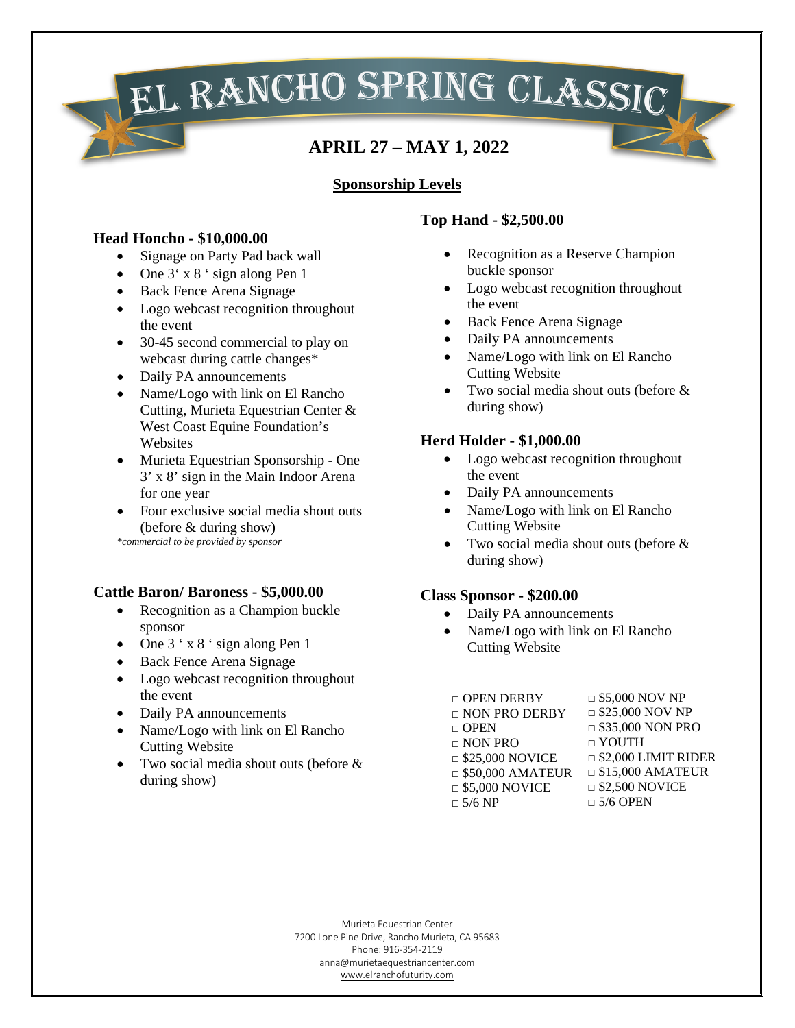# EL RANCHO SPRING CLASSIC

## APRIL 27 – MAY 1, 2022

## Sponsorship Levels

### Head Honcho - $10,000.00

- Signage on Party Pad back wall
- One 3' x 8 ' sign along Pen 1
- Back Fence Arena Signage
- Logo webcast recognition throughout the event
- 30-45 second commercial to play on webcast during cattle changes*
- Daily PA announcements
- Name/Logo with link on El Rancho Cutting, Murieta Equestrian Center & West Coast Equine Foundation's Websites
- Murieta Equestrian Sponsorship - One 3' x 8' sign in the Main Indoor Arena for one year
- Four exclusive social media shout outs (before & during show)

*\*commercial to be provided by sponsor*

### Cattle Baron/ Baroness - $5,000.00

- Recognition as a Champion buckle sponsor
- One 3 ' x 8 ' sign along Pen 1
- Back Fence Arena Signage
- Logo webcast recognition throughout the event
- Daily PA announcements
- Name/Logo with link on El Rancho Cutting Website
- Two social media shout outs (before & during show)

### Top Hand - $2,500.00

- Recognition as a Reserve Champion buckle sponsor
- Logo webcast recognition throughout the event
- Back Fence Arena Signage
- Daily PA announcements
- Name/Logo with link on El Rancho Cutting Website
- Two social media shout outs (before & during show)

### Herd Holder - $1,000.00

- Logo webcast recognition throughout the event
- Daily PA announcements
- Name/Logo with link on El Rancho Cutting Website
- Two social media shout outs (before & during show)

### Class Sponsor - $200.00

- Daily PA announcements
- Name/Logo with link on El Rancho Cutting Website

| | |
|---|---|
| □ OPEN DERBY | □ $5,000 NOV NP |
| □ NON PRO DERBY | □ $25,000 NOV NP |
| □ OPEN | □ $35,000 NON PRO |
| □ NON PRO | □ YOUTH |
| □ $25,000 NOVICE | □ $2,000 LIMIT RIDER |
| □ $50,000 AMATEUR | □ $15,000 AMATEUR |
| □ $5,000 NOVICE | □ $2,500 NOVICE |
| □ 5/6 NP | □ 5/6 OPEN |

Murieta Equestrian Center
7200 Lone Pine Drive, Rancho Murieta, CA 95683
Phone: 916-354-2119
anna@murietaequestriancenter.com
www.elranchofuturity.com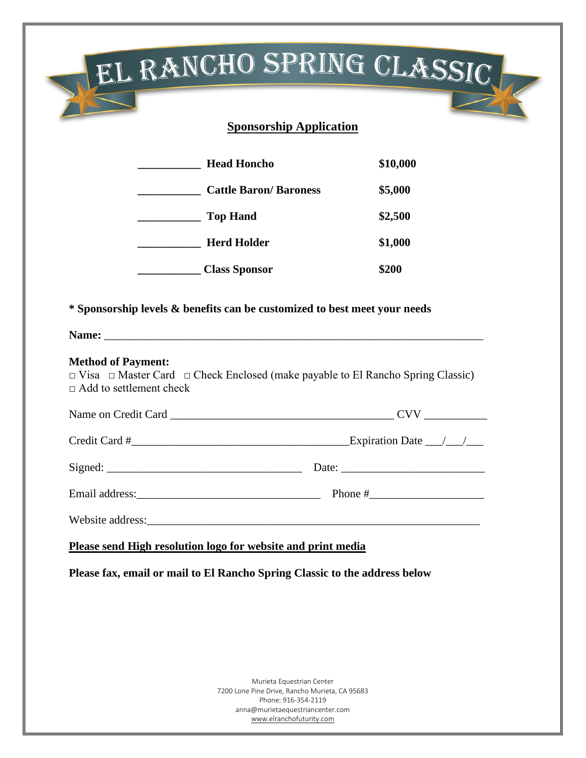# EL RANCHO SPRING CLASSIC

## Sponsorship Application

| | | |
|---|---|---|
| ___________ | **Head Honcho** | **$10,000** |
| ___________ | **Cattle Baron/ Baroness** | **$5,000** |
| ___________ | **Top Hand** | **$2,500** |
| ___________ | **Herd Holder** | **$1,000** |
| ___________ | **Class Sponsor** | **$200** |

**\* Sponsorship levels & benefits can be customized to best meet your needs**

**Name:** ______________________________________________________________________

**Method of Payment:**
□ Visa □ Master Card □ Check Enclosed (make payable to El Rancho Spring Classic)
□ Add to settlement check

Name on Credit Card ________________________________________ CVV ___________

Credit Card #_______________________________________Expiration Date ___/___/___

Signed: ___________________________________ Date: _________________________

Email address:________________________________ Phone #____________________

Website address:_______________________________________________________________

**<u>Please send High resolution logo for website and print media</u>**

**Please fax, email or mail to El Rancho Spring Classic to the address below**

Murieta Equestrian Center
7200 Lone Pine Drive, Rancho Murieta, CA 95683
Phone: 916-354-2119
anna@murietaequestriancenter.com
www.elranchofuturity.com